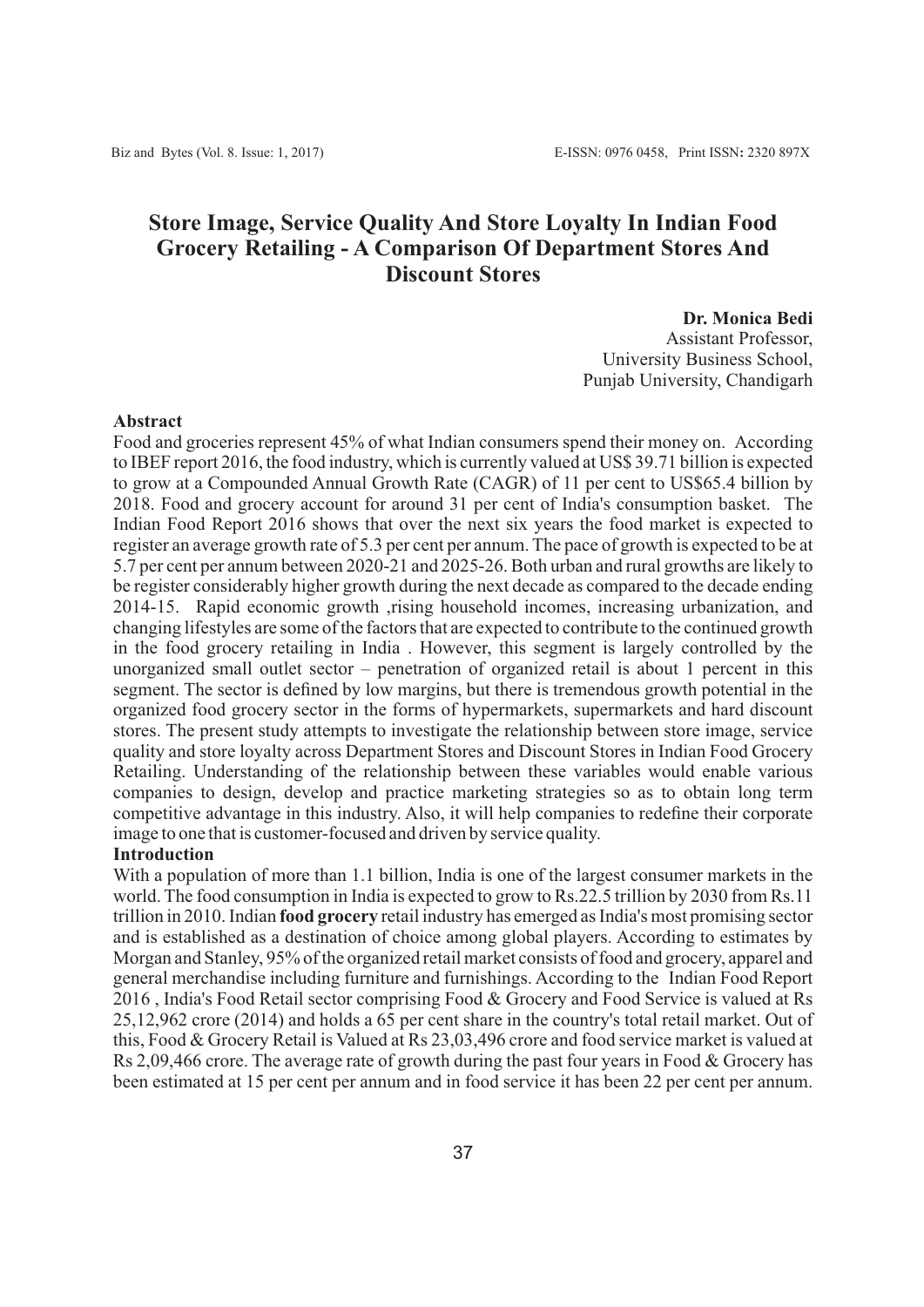# Store Image, Service Quality And Store Loyalty In Indian Food Grocery Retailing - A Comparison Of Department Stores And Discount Stores

**Dr. Monica Bedi**
Assistant Professor,
University Business School,
Punjab University, Chandigarh

## Abstract

Food and groceries represent 45% of what Indian consumers spend their money on. According to IBEF report 2016, the food industry, which is currently valued at US$ 39.71 billion is expected to grow at a Compounded Annual Growth Rate (CAGR) of 11 per cent to US$65.4 billion by 2018. Food and grocery account for around 31 per cent of India's consumption basket. The Indian Food Report 2016 shows that over the next six years the food market is expected to register an average growth rate of 5.3 per cent per annum. The pace of growth is expected to be at 5.7 per cent per annum between 2020-21 and 2025-26. Both urban and rural growths are likely to be register considerably higher growth during the next decade as compared to the decade ending 2014-15. Rapid economic growth ,rising household incomes, increasing urbanization, and changing lifestyles are some of the factors that are expected to contribute to the continued growth in the food grocery retailing in India . However, this segment is largely controlled by the unorganized small outlet sector – penetration of organized retail is about 1 percent in this segment. The sector is defined by low margins, but there is tremendous growth potential in the organized food grocery sector in the forms of hypermarkets, supermarkets and hard discount stores. The present study attempts to investigate the relationship between store image, service quality and store loyalty across Department Stores and Discount Stores in Indian Food Grocery Retailing. Understanding of the relationship between these variables would enable various companies to design, develop and practice marketing strategies so as to obtain long term competitive advantage in this industry. Also, it will help companies to redefine their corporate image to one that is customer-focused and driven by service quality.

## Introduction

With a population of more than 1.1 billion, India is one of the largest consumer markets in the world. The food consumption in India is expected to grow to Rs.22.5 trillion by 2030 from Rs.11 trillion in 2010. Indian **food grocery** retail industry has emerged as India's most promising sector and is established as a destination of choice among global players. According to estimates by Morgan and Stanley, 95% of the organized retail market consists of food and grocery, apparel and general merchandise including furniture and furnishings. According to the Indian Food Report 2016 , India's Food Retail sector comprising Food & Grocery and Food Service is valued at Rs 25,12,962 crore (2014) and holds a 65 per cent share in the country's total retail market. Out of this, Food & Grocery Retail is Valued at Rs 23,03,496 crore and food service market is valued at Rs 2,09,466 crore. The average rate of growth during the past four years in Food & Grocery has been estimated at 15 per cent per annum and in food service it has been 22 per cent per annum.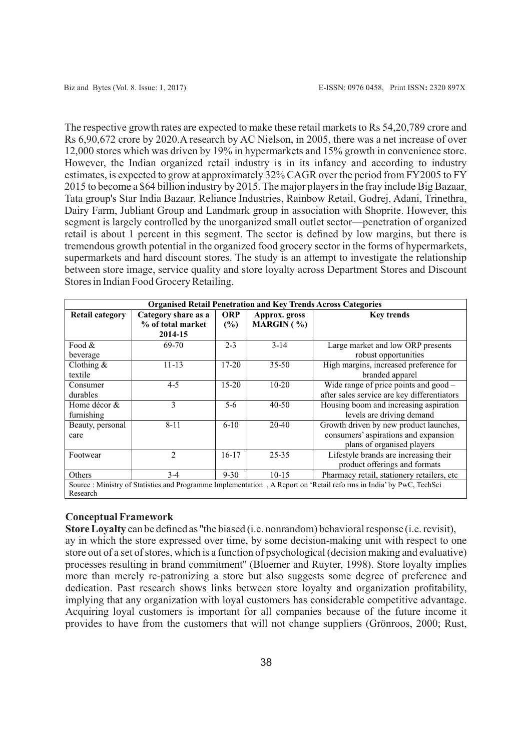The respective growth rates are expected to make these retail markets to Rs 54,20,789 crore and Rs 6,90,672 crore by 2020.A research by AC Nielson, in 2005, there was a net increase of over 12,000 stores which was driven by 19% in hypermarkets and 15% growth in convenience store. However, the Indian organized retail industry is in its infancy and according to industry estimates, is expected to grow at approximately 32% CAGR over the period from FY2005 to FY 2015 to become a $64 billion industry by 2015. The major players in the fray include Big Bazaar, Tata group's Star India Bazaar, Reliance Industries, Rainbow Retail, Godrej, Adani, Trinethra, Dairy Farm, Jubliant Group and Landmark group in association with Shoprite. However, this segment is largely controlled by the unorganized small outlet sector—penetration of organized retail is about 1 percent in this segment. The sector is defined by low margins, but there is tremendous growth potential in the organized food grocery sector in the forms of hypermarkets, supermarkets and hard discount stores. The study is an attempt to investigate the relationship between store image, service quality and store loyalty across Department Stores and Discount Stores in Indian Food Grocery Retailing.

| **Organised Retail Penetration and Key Trends Across Categories** | | | | |
|---|---|---|---|---|
| **Retail category** | **Category share as a % of total market 2014-15** | **ORP (%)** | **Approx. gross MARGIN ( %)** | **Key trends** |
| Food & beverage | 69-70 | 2-3 | 3-14 | Large market and low ORP presents robust opportunities |
| Clothing & textile | 11-13 | 17-20 | 35-50 | High margins, increased preference for branded apparel |
| Consumer durables | 4-5 | 15-20 | 10-20 | Wide range of price points and good – after sales service are key differentiators |
| Home décor & furnishing | 3 | 5-6 | 40-50 | Housing boom and increasing aspiration levels are driving demand |
| Beauty, personal care | 8-11 | 6-10 | 20-40 | Growth driven by new product launches, consumers' aspirations and expansion plans of organised players |
| Footwear | 2 | 16-17 | 25-35 | Lifestyle brands are increasing their product offerings and formats |
| Others | 3-4 | 9-30 | 10-15 | Pharmacy retail, stationery retailers, etc |
| Source : Ministry of Statistics and Programme Implementation , A Report on 'Retail refo rms in India' by PwC, TechSci Research | | | | |

### Conceptual Framework

**Store Loyalty** can be defined as "the biased (i.e. nonrandom) behavioral response (i.e. revisit), ay in which the store expressed over time, by some decision-making unit with respect to one store out of a set of stores, which is a function of psychological (decision making and evaluative) processes resulting in brand commitment" (Bloemer and Ruyter, 1998). Store loyalty implies more than merely re-patronizing a store but also suggests some degree of preference and dedication. Past research shows links between store loyalty and organization profitability, implying that any organization with loyal customers has considerable competitive advantage. Acquiring loyal customers is important for all companies because of the future income it provides to have from the customers that will not change suppliers (Grönroos, 2000; Rust,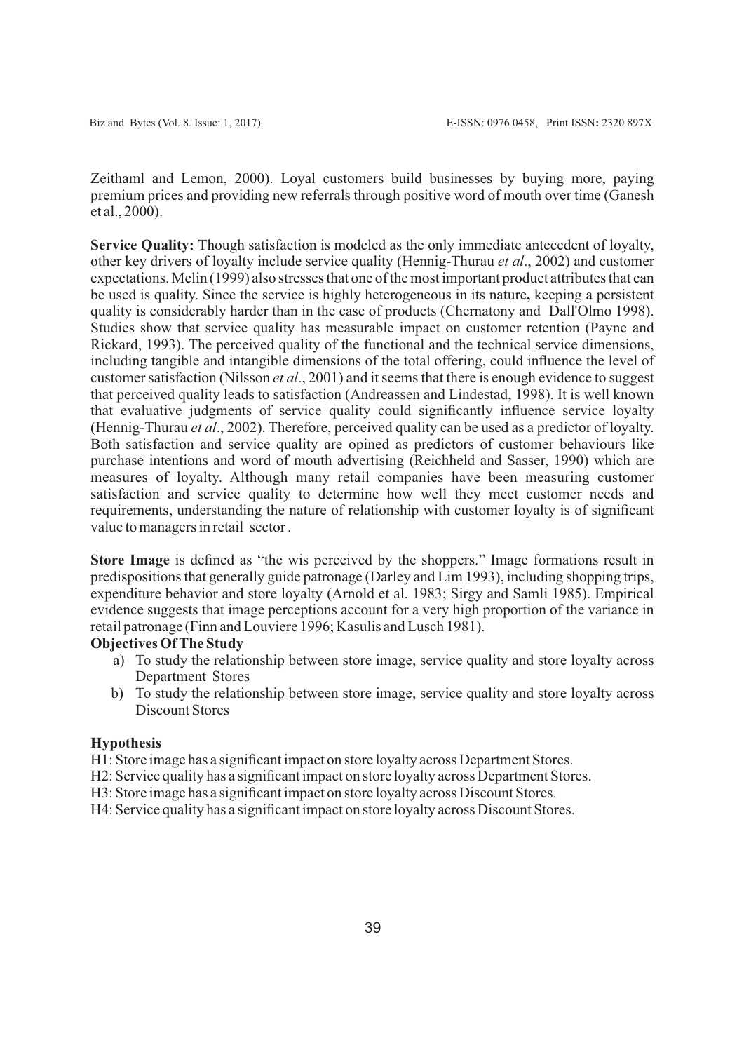Zeithaml and Lemon, 2000). Loyal customers build businesses by buying more, paying premium prices and providing new referrals through positive word of mouth over time (Ganesh et al., 2000).

**Service Quality:** Though satisfaction is modeled as the only immediate antecedent of loyalty, other key drivers of loyalty include service quality (Hennig-Thurau *et al*., 2002) and customer expectations. Melin (1999) also stresses that one of the most important product attributes that can be used is quality. Since the service is highly heterogeneous in its nature**,** keeping a persistent quality is considerably harder than in the case of products (Chernatony and Dall'Olmo 1998). Studies show that service quality has measurable impact on customer retention (Payne and Rickard, 1993). The perceived quality of the functional and the technical service dimensions, including tangible and intangible dimensions of the total offering, could influence the level of customer satisfaction (Nilsson *et al*., 2001) and it seems that there is enough evidence to suggest that perceived quality leads to satisfaction (Andreassen and Lindestad, 1998). It is well known that evaluative judgments of service quality could significantly influence service loyalty (Hennig-Thurau *et al*., 2002). Therefore, perceived quality can be used as a predictor of loyalty. Both satisfaction and service quality are opined as predictors of customer behaviours like purchase intentions and word of mouth advertising (Reichheld and Sasser, 1990) which are measures of loyalty. Although many retail companies have been measuring customer satisfaction and service quality to determine how well they meet customer needs and requirements, understanding the nature of relationship with customer loyalty is of significant value to managers in retail sector .

**Store Image** is defined as "the wis perceived by the shoppers." Image formations result in predispositions that generally guide patronage (Darley and Lim 1993), including shopping trips, expenditure behavior and store loyalty (Arnold et al. 1983; Sirgy and Samli 1985). Empirical evidence suggests that image perceptions account for a very high proportion of the variance in retail patronage (Finn and Louviere 1996; Kasulis and Lusch 1981).

**Objectives Of The Study**

a) To study the relationship between store image, service quality and store loyalty across Department Stores
b) To study the relationship between store image, service quality and store loyalty across Discount Stores

**Hypothesis**

H1: Store image has a significant impact on store loyalty across Department Stores.
H2: Service quality has a significant impact on store loyalty across Department Stores.
H3: Store image has a significant impact on store loyalty across Discount Stores.
H4: Service quality has a significant impact on store loyalty across Discount Stores.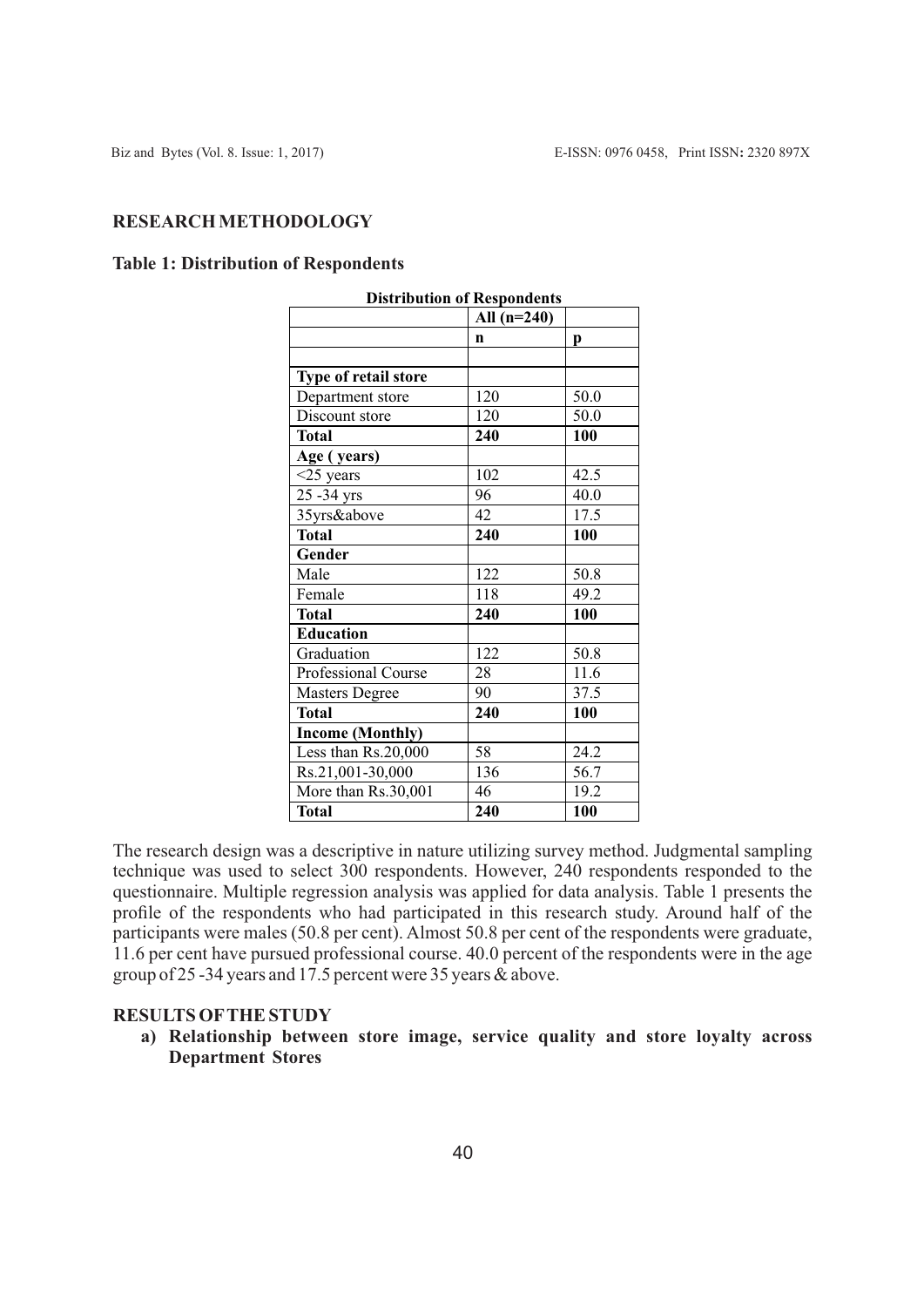## RESEARCH METHODOLOGY

### Table 1: Distribution of Respondents

| Distribution of Respondents | | |
|---|---|---|
| | All (n=240) | |
| | **n** | **p** |
| | | |
| **Type of retail store** | | |
| Department store | 120 | 50.0 |
| Discount store | 120 | 50.0 |
| **Total** | **240** | **100** |
| **Age ( years)** | | |
| <25 years | 102 | 42.5 |
| 25 -34 yrs | 96 | 40.0 |
| 35yrs&above | 42 | 17.5 |
| **Total** | **240** | **100** |
| **Gender** | | |
| Male | 122 | 50.8 |
| Female | 118 | 49.2 |
| **Total** | **240** | **100** |
| **Education** | | |
| Graduation | 122 | 50.8 |
| Professional Course | 28 | 11.6 |
| Masters Degree | 90 | 37.5 |
| **Total** | **240** | **100** |
| **Income (Monthly)** | | |
| Less than Rs.20,000 | 58 | 24.2 |
| Rs.21,001-30,000 | 136 | 56.7 |
| More than Rs.30,001 | 46 | 19.2 |
| **Total** | **240** | **100** |

The research design was a descriptive in nature utilizing survey method. Judgmental sampling technique was used to select 300 respondents. However, 240 respondents responded to the questionnaire. Multiple regression analysis was applied for data analysis. Table 1 presents the profile of the respondents who had participated in this research study. Around half of the participants were males (50.8 per cent). Almost 50.8 per cent of the respondents were graduate, 11.6 per cent have pursued professional course. 40.0 percent of the respondents were in the age group of 25 -34 years and 17.5 percent were 35 years & above.

## RESULTS OF THE STUDY

**a) Relationship between store image, service quality and store loyalty across Department Stores**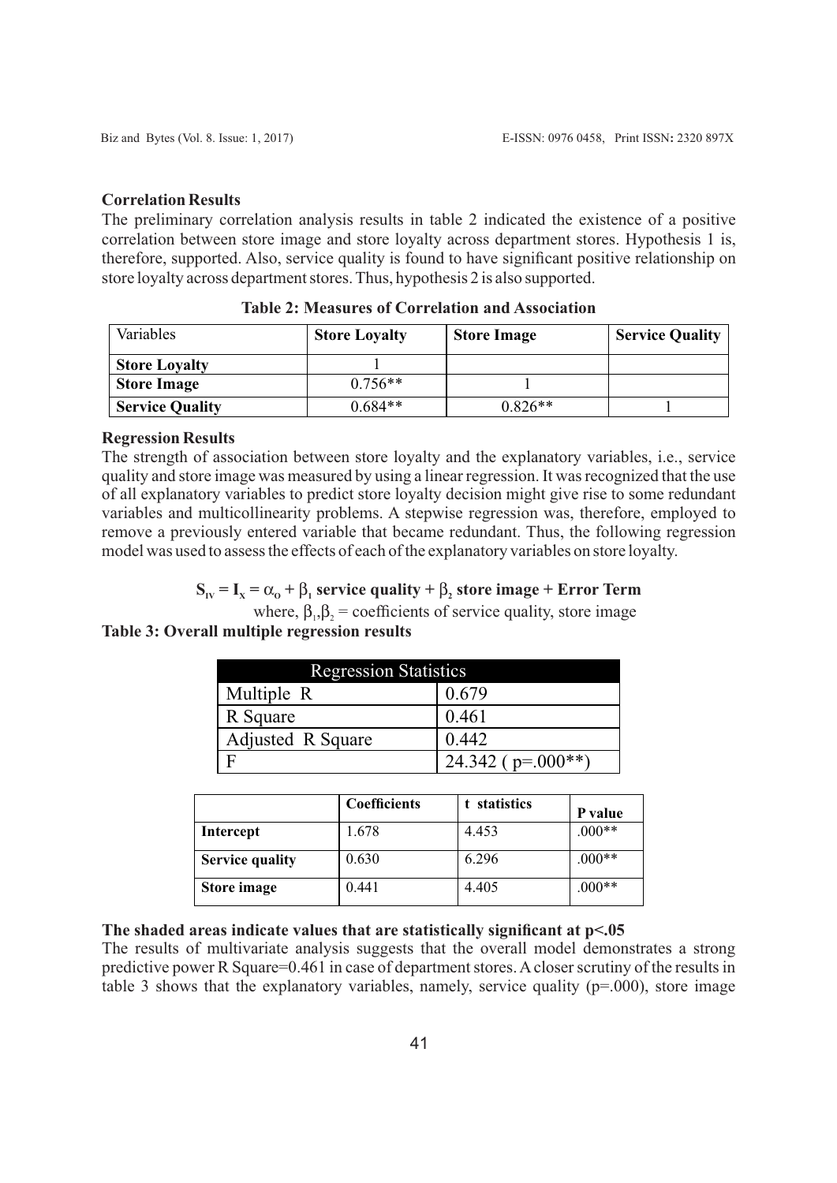**Correlation Results**

The preliminary correlation analysis results in table 2 indicated the existence of a positive correlation between store image and store loyalty across department stores. Hypothesis 1 is, therefore, supported. Also, service quality is found to have significant positive relationship on store loyalty across department stores. Thus, hypothesis 2 is also supported.

**Table 2: Measures of Correlation and Association**

| Variables | **Store Loyalty** | **Store Image** | **Service Quality** |
|---|---|---|---|
| **Store Loyalty** | 1 | | |
| **Store Image** | 0.756** | 1 | |
| **Service Quality** | 0.684** | 0.826** | 1 |

**Regression Results**

The strength of association between store loyalty and the explanatory variables, i.e., service quality and store image was measured by using a linear regression. It was recognized that the use of all explanatory variables to predict store loyalty decision might give rise to some redundant variables and multicollinearity problems. A stepwise regression was, therefore, employed to remove a previously entered variable that became redundant. Thus, the following regression model was used to assess the effects of each of the explanatory variables on store loyalty.

$$S_{IV} = I_x = \alpha_o + \beta_1 \textbf{ service quality} + \beta_2 \textbf{ store image} + \textbf{Error Term}$$

where, $\beta_1, \beta_2$ = coefficients of service quality, store image

**Table 3: Overall multiple regression results**

| Regression Statistics | |
|---|---|
| Multiple R | 0.679 |
| R Square | 0.461 |
| Adjusted R Square | 0.442 |
| F | 24.342 ( p=.000**) |

| | **Coefficients** | **t statistics** | **P value** |
|---|---|---|---|
| **Intercept** | 1.678 | 4.453 | .000** |
| **Service quality** | 0.630 | 6.296 | .000** |
| **Store image** | 0.441 | 4.405 | .000** |

**The shaded areas indicate values that are statistically significant at p<.05**

The results of multivariate analysis suggests that the overall model demonstrates a strong predictive power R Square=0.461 in case of department stores. A closer scrutiny of the results in table 3 shows that the explanatory variables, namely, service quality (p=.000), store image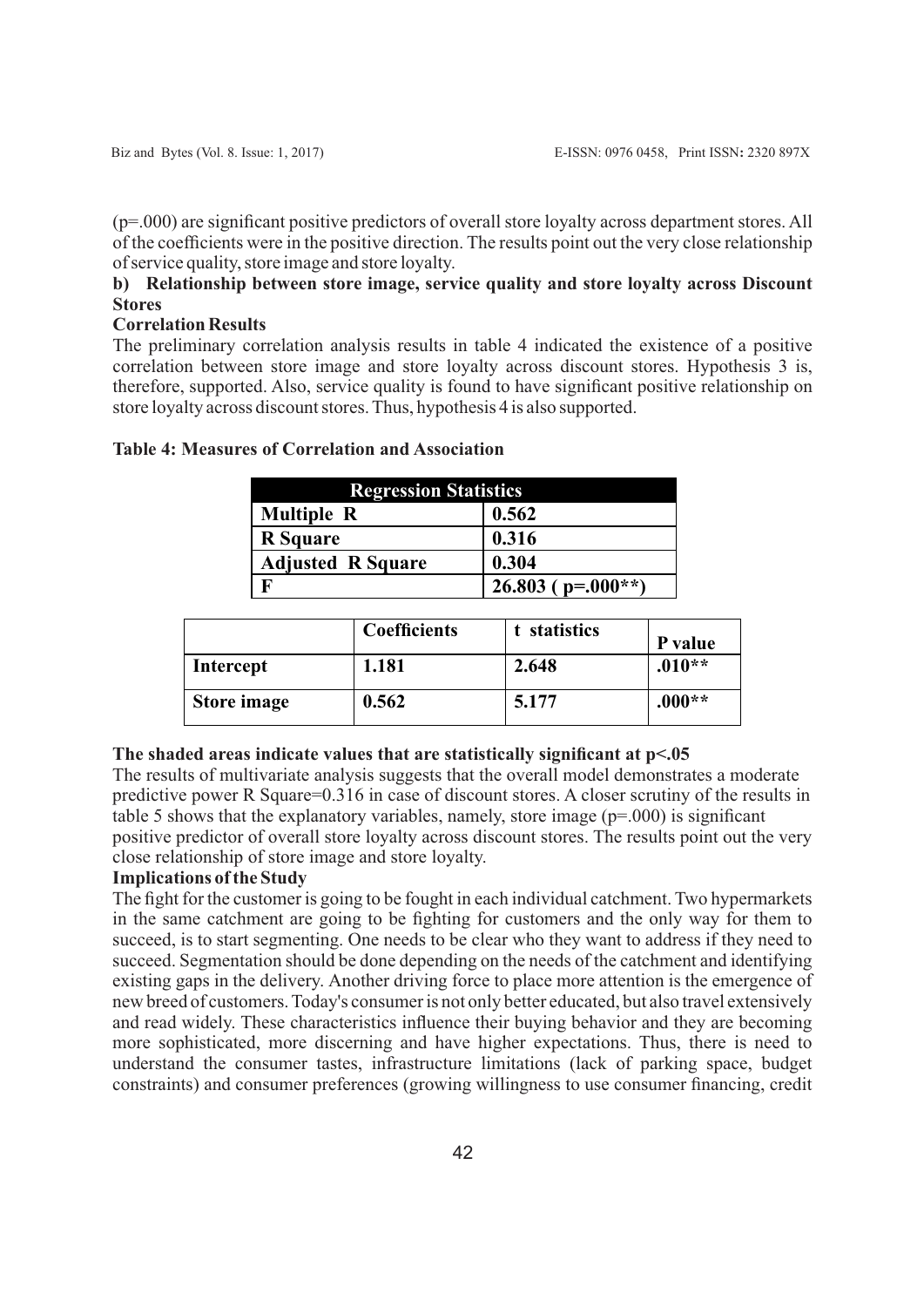(p=.000) are significant positive predictors of overall store loyalty across department stores. All of the coefficients were in the positive direction. The results point out the very close relationship of service quality, store image and store loyalty.

**b) Relationship between store image, service quality and store loyalty across Discount Stores**

**Correlation Results**

The preliminary correlation analysis results in table 4 indicated the existence of a positive correlation between store image and store loyalty across discount stores. Hypothesis 3 is, therefore, supported. Also, service quality is found to have significant positive relationship on store loyalty across discount stores. Thus, hypothesis 4 is also supported.

**Table 4: Measures of Correlation and Association**

| Regression Statistics | |
|---|---|
| **Multiple R** | **0.562** |
| **R Square** | **0.316** |
| **Adjusted R Square** | **0.304** |
| **F** | **26.803 ( p=.000**)** |

| | Coefficients | t statistics | P value |
|---|---|---|---|
| **Intercept** | **1.181** | **2.648** | **.010**** |
| **Store image** | **0.562** | **5.177** | **.000**** |

**The shaded areas indicate values that are statistically significant at p<.05**

The results of multivariate analysis suggests that the overall model demonstrates a moderate predictive power R Square=0.316 in case of discount stores. A closer scrutiny of the results in table 5 shows that the explanatory variables, namely, store image (p=.000) is significant positive predictor of overall store loyalty across discount stores. The results point out the very close relationship of store image and store loyalty.

**Implications of the Study**

The fight for the customer is going to be fought in each individual catchment. Two hypermarkets in the same catchment are going to be fighting for customers and the only way for them to succeed, is to start segmenting. One needs to be clear who they want to address if they need to succeed. Segmentation should be done depending on the needs of the catchment and identifying existing gaps in the delivery. Another driving force to place more attention is the emergence of new breed of customers. Today's consumer is not only better educated, but also travel extensively and read widely. These characteristics influence their buying behavior and they are becoming more sophisticated, more discerning and have higher expectations. Thus, there is need to understand the consumer tastes, infrastructure limitations (lack of parking space, budget constraints) and consumer preferences (growing willingness to use consumer financing, credit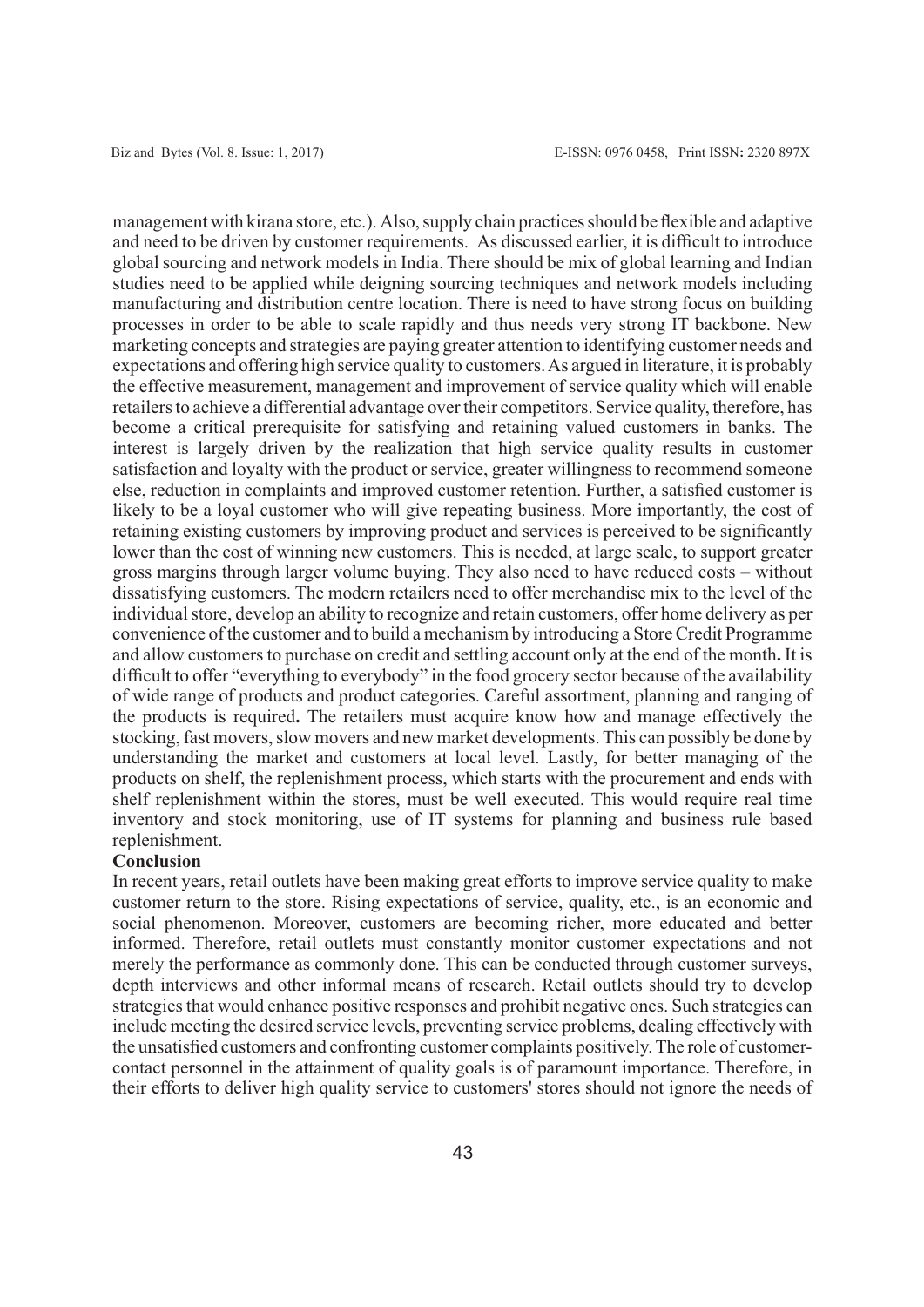management with kirana store, etc.). Also, supply chain practices should be flexible and adaptive and need to be driven by customer requirements. As discussed earlier, it is difficult to introduce global sourcing and network models in India. There should be mix of global learning and Indian studies need to be applied while deigning sourcing techniques and network models including manufacturing and distribution centre location. There is need to have strong focus on building processes in order to be able to scale rapidly and thus needs very strong IT backbone. New marketing concepts and strategies are paying greater attention to identifying customer needs and expectations and offering high service quality to customers. As argued in literature, it is probably the effective measurement, management and improvement of service quality which will enable retailers to achieve a differential advantage over their competitors. Service quality, therefore, has become a critical prerequisite for satisfying and retaining valued customers in banks. The interest is largely driven by the realization that high service quality results in customer satisfaction and loyalty with the product or service, greater willingness to recommend someone else, reduction in complaints and improved customer retention. Further, a satisfied customer is likely to be a loyal customer who will give repeating business. More importantly, the cost of retaining existing customers by improving product and services is perceived to be significantly lower than the cost of winning new customers. This is needed, at large scale, to support greater gross margins through larger volume buying. They also need to have reduced costs – without dissatisfying customers. The modern retailers need to offer merchandise mix to the level of the individual store, develop an ability to recognize and retain customers, offer home delivery as per convenience of the customer and to build a mechanism by introducing a Store Credit Programme and allow customers to purchase on credit and settling account only at the end of the month**.** It is difficult to offer "everything to everybody" in the food grocery sector because of the availability of wide range of products and product categories. Careful assortment, planning and ranging of the products is required**.** The retailers must acquire know how and manage effectively the stocking, fast movers, slow movers and new market developments. This can possibly be done by understanding the market and customers at local level. Lastly, for better managing of the products on shelf, the replenishment process, which starts with the procurement and ends with shelf replenishment within the stores, must be well executed. This would require real time inventory and stock monitoring, use of IT systems for planning and business rule based replenishment.

## Conclusion

In recent years, retail outlets have been making great efforts to improve service quality to make customer return to the store. Rising expectations of service, quality, etc., is an economic and social phenomenon. Moreover, customers are becoming richer, more educated and better informed. Therefore, retail outlets must constantly monitor customer expectations and not merely the performance as commonly done. This can be conducted through customer surveys, depth interviews and other informal means of research. Retail outlets should try to develop strategies that would enhance positive responses and prohibit negative ones. Such strategies can include meeting the desired service levels, preventing service problems, dealing effectively with the unsatisfied customers and confronting customer complaints positively. The role of customer-contact personnel in the attainment of quality goals is of paramount importance. Therefore, in their efforts to deliver high quality service to customers' stores should not ignore the needs of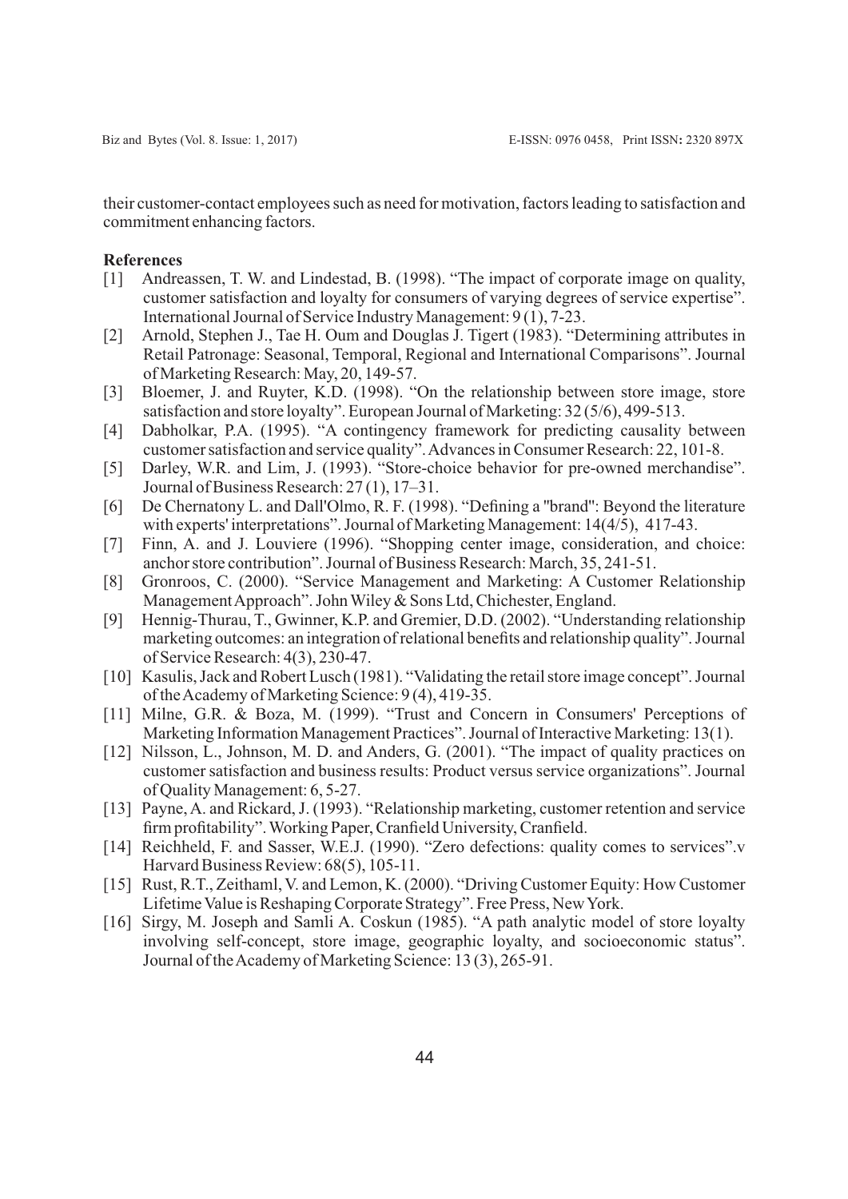their customer-contact employees such as need for motivation, factors leading to satisfaction and commitment enhancing factors.

**References**

[1] Andreassen, T. W. and Lindestad, B. (1998). “The impact of corporate image on quality, customer satisfaction and loyalty for consumers of varying degrees of service expertise”. International Journal of Service Industry Management: 9 (1), 7-23.

[2] Arnold, Stephen J., Tae H. Oum and Douglas J. Tigert (1983). “Determining attributes in Retail Patronage: Seasonal, Temporal, Regional and International Comparisons”. Journal of Marketing Research: May, 20, 149-57.

[3] Bloemer, J. and Ruyter, K.D. (1998). “On the relationship between store image, store satisfaction and store loyalty”. European Journal of Marketing: 32 (5/6), 499-513.

[4] Dabholkar, P.A. (1995). “A contingency framework for predicting causality between customer satisfaction and service quality”. Advances in Consumer Research: 22, 101-8.

[5] Darley, W.R. and Lim, J. (1993). “Store-choice behavior for pre-owned merchandise”. Journal of Business Research: 27 (1), 17–31.

[6] De Chernatony L. and Dall'Olmo, R. F. (1998). “Defining a "brand": Beyond the literature with experts' interpretations”. Journal of Marketing Management: 14(4/5), 417-43.

[7] Finn, A. and J. Louviere (1996). “Shopping center image, consideration, and choice: anchor store contribution”. Journal of Business Research: March, 35, 241-51.

[8] Gronroos, C. (2000). “Service Management and Marketing: A Customer Relationship Management Approach”. John Wiley & Sons Ltd, Chichester, England.

[9] Hennig-Thurau, T., Gwinner, K.P. and Gremier, D.D. (2002). “Understanding relationship marketing outcomes: an integration of relational benefits and relationship quality”. Journal of Service Research: 4(3), 230-47.

[10] Kasulis, Jack and Robert Lusch (1981). “Validating the retail store image concept”. Journal of the Academy of Marketing Science: 9 (4), 419-35.

[11] Milne, G.R. & Boza, M. (1999). “Trust and Concern in Consumers' Perceptions of Marketing Information Management Practices”. Journal of Interactive Marketing: 13(1).

[12] Nilsson, L., Johnson, M. D. and Anders, G. (2001). “The impact of quality practices on customer satisfaction and business results: Product versus service organizations”. Journal of Quality Management: 6, 5-27.

[13] Payne, A. and Rickard, J. (1993). “Relationship marketing, customer retention and service firm profitability”. Working Paper, Cranfield University, Cranfield.

[14] Reichheld, F. and Sasser, W.E.J. (1990). “Zero defections: quality comes to services”.v Harvard Business Review: 68(5), 105-11.

[15] Rust, R.T., Zeithaml, V. and Lemon, K. (2000). “Driving Customer Equity: How Customer Lifetime Value is Reshaping Corporate Strategy”. Free Press, New York.

[16] Sirgy, M. Joseph and Samli A. Coskun (1985). “A path analytic model of store loyalty involving self-concept, store image, geographic loyalty, and socioeconomic status”. Journal of the Academy of Marketing Science: 13 (3), 265-91.